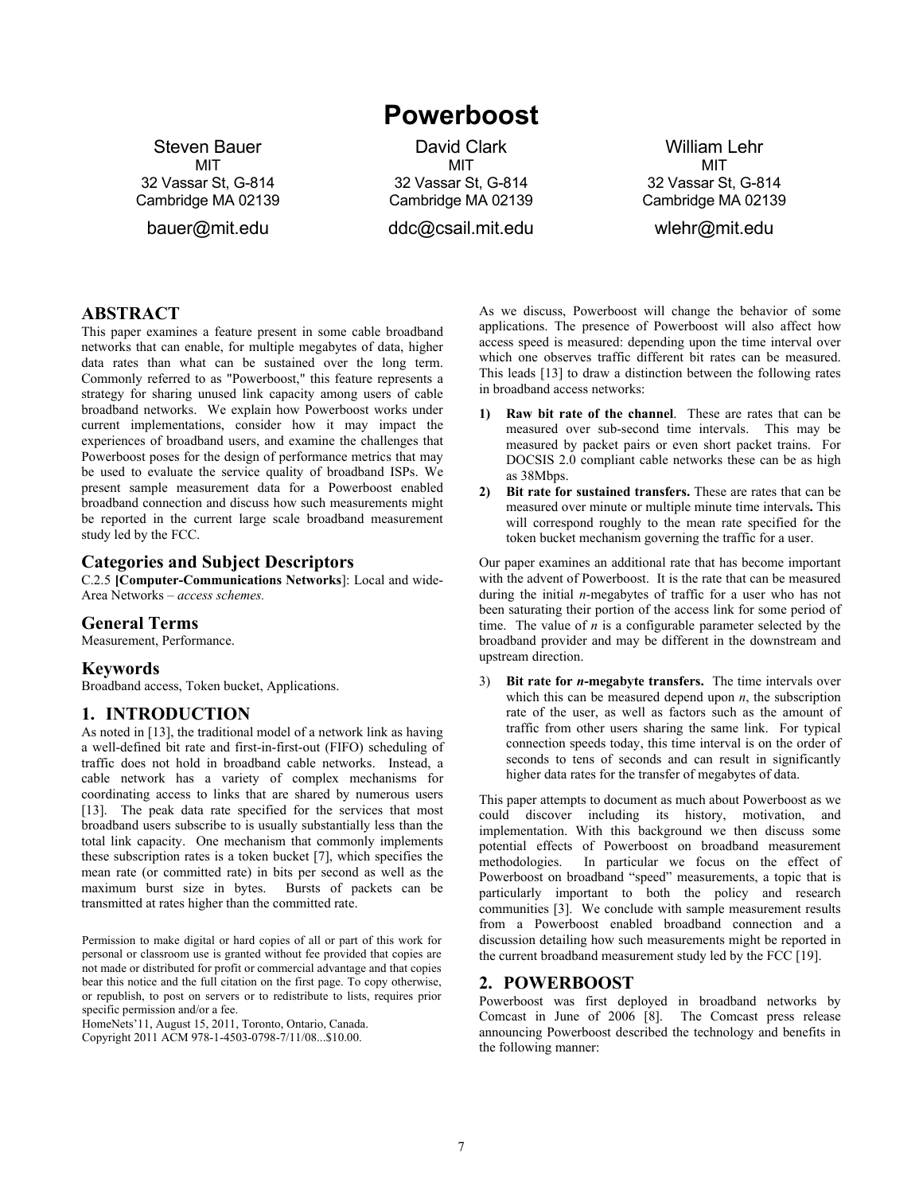# Powerboost

Steven Bauer
MIT
32 Vassar St, G-814
Cambridge MA 02139
bauer@mit.edu

David Clark
MIT
32 Vassar St, G-814
Cambridge MA 02139
ddc@csail.mit.edu

William Lehr
MIT
32 Vassar St, G-814
Cambridge MA 02139
wlehr@mit.edu

## ABSTRACT

This paper examines a feature present in some cable broadband networks that can enable, for multiple megabytes of data, higher data rates than what can be sustained over the long term. Commonly referred to as "Powerboost," this feature represents a strategy for sharing unused link capacity among users of cable broadband networks. We explain how Powerboost works under current implementations, consider how it may impact the experiences of broadband users, and examine the challenges that Powerboost poses for the design of performance metrics that may be used to evaluate the service quality of broadband ISPs. We present sample measurement data for a Powerboost enabled broadband connection and discuss how such measurements might be reported in the current large scale broadband measurement study led by the FCC.

## Categories and Subject Descriptors

C.2.5 **[Computer-Communications Networks]**: Local and wide-Area Networks – *access schemes.*

## General Terms

Measurement, Performance.

## Keywords

Broadband access, Token bucket, Applications.

## 1. INTRODUCTION

As noted in [13], the traditional model of a network link as having a well-defined bit rate and first-in-first-out (FIFO) scheduling of traffic does not hold in broadband cable networks. Instead, a cable network has a variety of complex mechanisms for coordinating access to links that are shared by numerous users [13]. The peak data rate specified for the services that most broadband users subscribe to is usually substantially less than the total link capacity. One mechanism that commonly implements these subscription rates is a token bucket [7], which specifies the mean rate (or committed rate) in bits per second as well as the maximum burst size in bytes. Bursts of packets can be transmitted at rates higher than the committed rate.

Permission to make digital or hard copies of all or part of this work for personal or classroom use is granted without fee provided that copies are not made or distributed for profit or commercial advantage and that copies bear this notice and the full citation on the first page. To copy otherwise, or republish, to post on servers or to redistribute to lists, requires prior specific permission and/or a fee.
HomeNets'11, August 15, 2011, Toronto, Ontario, Canada.
Copyright 2011 ACM 978-1-4503-0798-7/11/08...$10.00.

As we discuss, Powerboost will change the behavior of some applications. The presence of Powerboost will also affect how access speed is measured: depending upon the time interval over which one observes traffic different bit rates can be measured. This leads [13] to draw a distinction between the following rates in broadband access networks:

1) **Raw bit rate of the channel**. These are rates that can be measured over sub-second time intervals. This may be measured by packet pairs or even short packet trains. For DOCSIS 2.0 compliant cable networks these can be as high as 38Mbps.
2) **Bit rate for sustained transfers.** These are rates that can be measured over minute or multiple minute time intervals**.** This will correspond roughly to the mean rate specified for the token bucket mechanism governing the traffic for a user.

Our paper examines an additional rate that has become important with the advent of Powerboost. It is the rate that can be measured during the initial *n*-megabytes of traffic for a user who has not been saturating their portion of the access link for some period of time. The value of *n* is a configurable parameter selected by the broadband provider and may be different in the downstream and upstream direction.

3) **Bit rate for *n*-megabyte transfers.** The time intervals over which this can be measured depend upon *n*, the subscription rate of the user, as well as factors such as the amount of traffic from other users sharing the same link. For typical connection speeds today, this time interval is on the order of seconds to tens of seconds and can result in significantly higher data rates for the transfer of megabytes of data.

This paper attempts to document as much about Powerboost as we could discover including its history, motivation, and implementation. With this background we then discuss some potential effects of Powerboost on broadband measurement methodologies. In particular we focus on the effect of Powerboost on broadband "speed" measurements, a topic that is particularly important to both the policy and research communities [3]. We conclude with sample measurement results from a Powerboost enabled broadband connection and a discussion detailing how such measurements might be reported in the current broadband measurement study led by the FCC [19].

## 2. POWERBOOST

Powerboost was first deployed in broadband networks by Comcast in June of 2006 [8]. The Comcast press release announcing Powerboost described the technology and benefits in the following manner: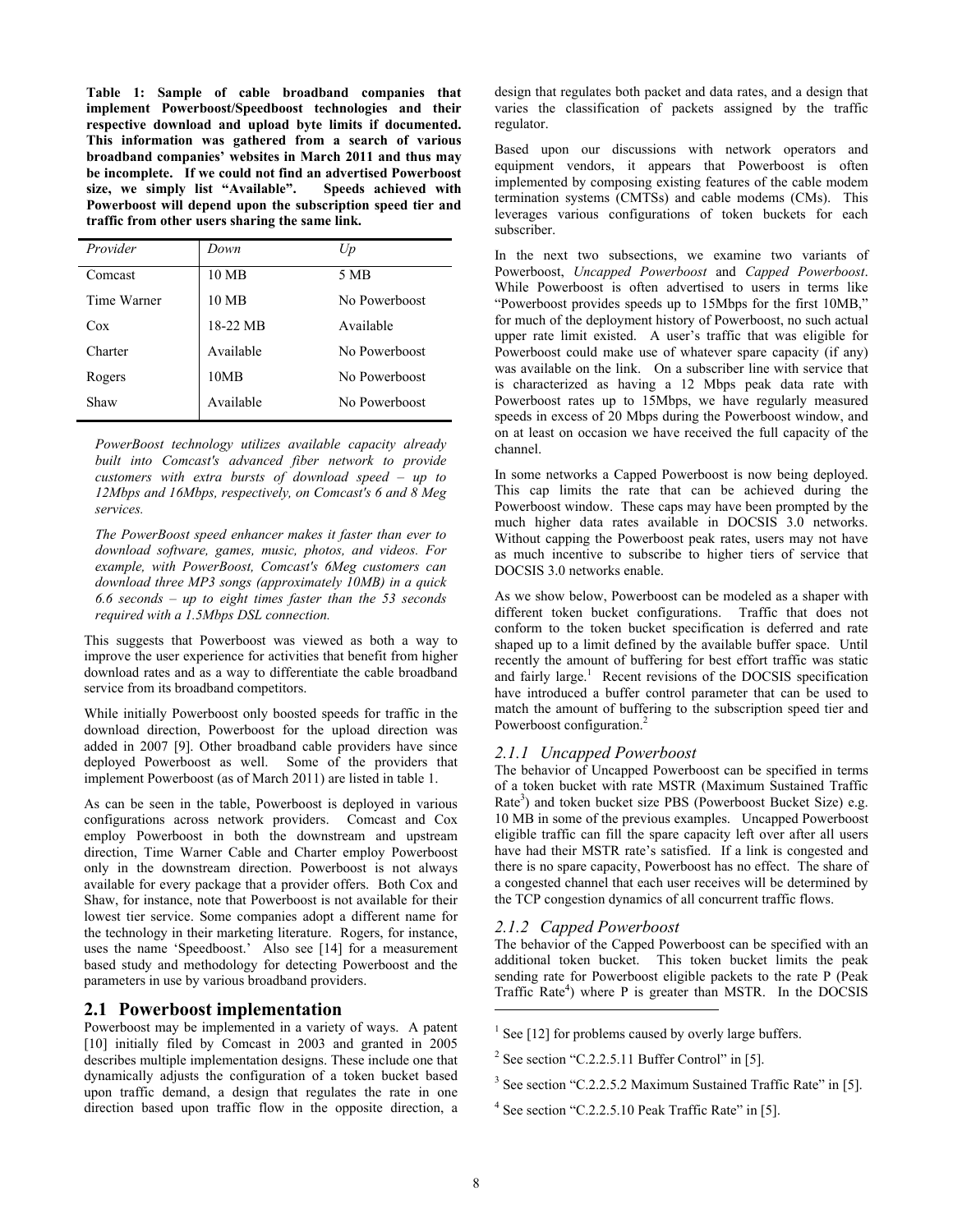**Table 1: Sample of cable broadband companies that implement Powerboost/Speedboost technologies and their respective download and upload byte limits if documented. This information was gathered from a search of various broadband companies' websites in March 2011 and thus may be incomplete. If we could not find an advertised Powerboost size, we simply list "Available". Speeds achieved with Powerboost will depend upon the subscription speed tier and traffic from other users sharing the same link.**

| *Provider* | *Down* | *Up* |
|---|---|---|
| Comcast | 10 MB | 5 MB |
| Time Warner | 10 MB | No Powerboost |
| Cox | 18-22 MB | Available |
| Charter | Available | No Powerboost |
| Rogers | 10MB | No Powerboost |
| Shaw | Available | No Powerboost |

> *PowerBoost technology utilizes available capacity already built into Comcast's advanced fiber network to provide customers with extra bursts of download speed – up to 12Mbps and 16Mbps, respectively, on Comcast's 6 and 8 Meg services.*
>
> *The PowerBoost speed enhancer makes it faster than ever to download software, games, music, photos, and videos. For example, with PowerBoost, Comcast's 6Meg customers can download three MP3 songs (approximately 10MB) in a quick 6.6 seconds – up to eight times faster than the 53 seconds required with a 1.5Mbps DSL connection.*

This suggests that Powerboost was viewed as both a way to improve the user experience for activities that benefit from higher download rates and as a way to differentiate the cable broadband service from its broadband competitors.

While initially Powerboost only boosted speeds for traffic in the download direction, Powerboost for the upload direction was added in 2007 [9]. Other broadband cable providers have since deployed Powerboost as well. Some of the providers that implement Powerboost (as of March 2011) are listed in table 1.

As can be seen in the table, Powerboost is deployed in various configurations across network providers. Comcast and Cox employ Powerboost in both the downstream and upstream direction, Time Warner Cable and Charter employ Powerboost only in the downstream direction. Powerboost is not always available for every package that a provider offers. Both Cox and Shaw, for instance, note that Powerboost is not available for their lowest tier service. Some companies adopt a different name for the technology in their marketing literature. Rogers, for instance, uses the name 'Speedboost.' Also see [14] for a measurement based study and methodology for detecting Powerboost and the parameters in use by various broadband providers.

## 2.1 Powerboost implementation

Powerboost may be implemented in a variety of ways. A patent [10] initially filed by Comcast in 2003 and granted in 2005 describes multiple implementation designs. These include one that dynamically adjusts the configuration of a token bucket based upon traffic demand, a design that regulates the rate in one direction based upon traffic flow in the opposite direction, a design that regulates both packet and data rates, and a design that varies the classification of packets assigned by the traffic regulator.

Based upon our discussions with network operators and equipment vendors, it appears that Powerboost is often implemented by composing existing features of the cable modem termination systems (CMTSs) and cable modems (CMs). This leverages various configurations of token buckets for each subscriber.

In the next two subsections, we examine two variants of Powerboost, *Uncapped Powerboost* and *Capped Powerboost*. While Powerboost is often advertised to users in terms like "Powerboost provides speeds up to 15Mbps for the first 10MB," for much of the deployment history of Powerboost, no such actual upper rate limit existed. A user's traffic that was eligible for Powerboost could make use of whatever spare capacity (if any) was available on the link. On a subscriber line with service that is characterized as having a 12 Mbps peak data rate with Powerboost rates up to 15Mbps, we have regularly measured speeds in excess of 20 Mbps during the Powerboost window, and on at least on occasion we have received the full capacity of the channel.

In some networks a Capped Powerboost is now being deployed. This cap limits the rate that can be achieved during the Powerboost window. These caps may have been prompted by the much higher data rates available in DOCSIS 3.0 networks. Without capping the Powerboost peak rates, users may not have as much incentive to subscribe to higher tiers of service that DOCSIS 3.0 networks enable.

As we show below, Powerboost can be modeled as a shaper with different token bucket configurations. Traffic that does not conform to the token bucket specification is deferred and rate shaped up to a limit defined by the available buffer space. Until recently the amount of buffering for best effort traffic was static and fairly large.[1] Recent revisions of the DOCSIS specification have introduced a buffer control parameter that can be used to match the amount of buffering to the subscription speed tier and Powerboost configuration.[2]

### 2.1.1 *Uncapped Powerboost*

The behavior of Uncapped Powerboost can be specified in terms of a token bucket with rate MSTR (Maximum Sustained Traffic Rate[3]) and token bucket size PBS (Powerboost Bucket Size) e.g. 10 MB in some of the previous examples. Uncapped Powerboost eligible traffic can fill the spare capacity left over after all users have had their MSTR rate's satisfied. If a link is congested and there is no spare capacity, Powerboost has no effect. The share of a congested channel that each user receives will be determined by the TCP congestion dynamics of all concurrent traffic flows.

### 2.1.2 *Capped Powerboost*

The behavior of the Capped Powerboost can be specified with an additional token bucket. This token bucket limits the peak sending rate for Powerboost eligible packets to the rate P (Peak Traffic Rate[4]) where P is greater than MSTR. In the DOCSIS

[1] See [12] for problems caused by overly large buffers.

[2] See section "C.2.2.5.11 Buffer Control" in [5].

[3] See section "C.2.2.5.2 Maximum Sustained Traffic Rate" in [5].

[4] See section "C.2.2.5.10 Peak Traffic Rate" in [5].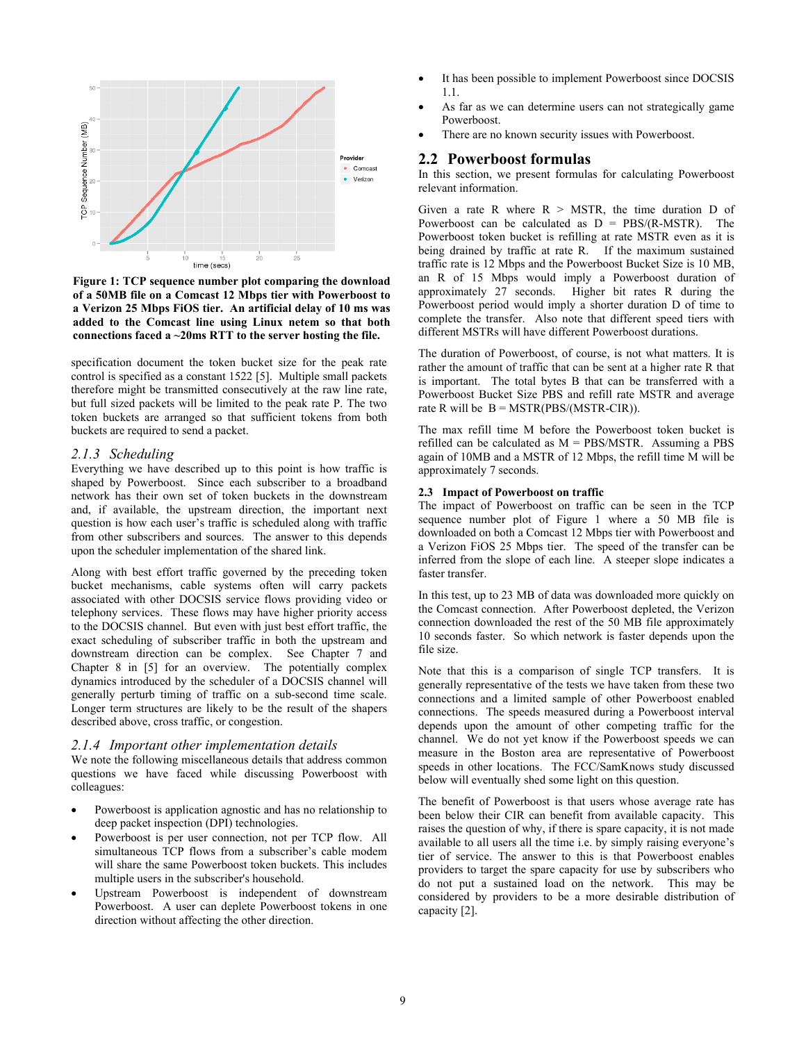Figure 1: TCP sequence number plot comparing the download of a 50MB file on a Comcast 12 Mbps tier with Powerboost to a Verizon 25 Mbps FiOS tier. An artificial delay of 10 ms was added to the Comcast line using Linux netem so that both connections faced a ~20ms RTT to the server hosting the file.

specification document the token bucket size for the peak rate control is specified as a constant 1522 [5]. Multiple small packets therefore might be transmitted consecutively at the raw line rate, but full sized packets will be limited to the peak rate P. The two token buckets are arranged so that sufficient tokens from both buckets are required to send a packet.

### *2.1.3 Scheduling*

Everything we have described up to this point is how traffic is shaped by Powerboost. Since each subscriber to a broadband network has their own set of token buckets in the downstream and, if available, the upstream direction, the important next question is how each user's traffic is scheduled along with traffic from other subscribers and sources. The answer to this depends upon the scheduler implementation of the shared link.

Along with best effort traffic governed by the preceding token bucket mechanisms, cable systems often will carry packets associated with other DOCSIS service flows providing video or telephony services. These flows may have higher priority access to the DOCSIS channel. But even with just best effort traffic, the exact scheduling of subscriber traffic in both the upstream and downstream direction can be complex. See Chapter 7 and Chapter 8 in [5] for an overview. The potentially complex dynamics introduced by the scheduler of a DOCSIS channel will generally perturb timing of traffic on a sub-second time scale. Longer term structures are likely to be the result of the shapers described above, cross traffic, or congestion.

### *2.1.4 Important other implementation details*

We note the following miscellaneous details that address common questions we have faced while discussing Powerboost with colleagues:

- Powerboost is application agnostic and has no relationship to deep packet inspection (DPI) technologies.
- Powerboost is per user connection, not per TCP flow. All simultaneous TCP flows from a subscriber's cable modem will share the same Powerboost token buckets. This includes multiple users in the subscriber's household.
- Upstream Powerboost is independent of downstream Powerboost. A user can deplete Powerboost tokens in one direction without affecting the other direction.
- It has been possible to implement Powerboost since DOCSIS 1.1.
- As far as we can determine users can not strategically game Powerboost.
- There are no known security issues with Powerboost.

## 2.2 Powerboost formulas

In this section, we present formulas for calculating Powerboost relevant information.

Given a rate R where R > MSTR, the time duration D of Powerboost can be calculated as D = PBS/(R-MSTR). The Powerboost token bucket is refilling at rate MSTR even as it is being drained by traffic at rate R. If the maximum sustained traffic rate is 12 Mbps and the Powerboost Bucket Size is 10 MB, an R of 15 Mbps would imply a Powerboost duration of approximately 27 seconds. Higher bit rates R during the Powerboost period would imply a shorter duration D of time to complete the transfer. Also note that different speed tiers with different MSTRs will have different Powerboost durations.

The duration of Powerboost, of course, is not what matters. It is rather the amount of traffic that can be sent at a higher rate R that is important. The total bytes B that can be transferred with a Powerboost Bucket Size PBS and refill rate MSTR and average rate R will be B = MSTR(PBS/(MSTR-CIR)).

The max refill time M before the Powerboost token bucket is refilled can be calculated as M = PBS/MSTR. Assuming a PBS again of 10MB and a MSTR of 12 Mbps, the refill time M will be approximately 7 seconds.

### 2.3 Impact of Powerboost on traffic

The impact of Powerboost on traffic can be seen in the TCP sequence number plot of Figure 1 where a 50 MB file is downloaded on both a Comcast 12 Mbps tier with Powerboost and a Verizon FiOS 25 Mbps tier. The speed of the transfer can be inferred from the slope of each line. A steeper slope indicates a faster transfer.

In this test, up to 23 MB of data was downloaded more quickly on the Comcast connection. After Powerboost depleted, the Verizon connection downloaded the rest of the 50 MB file approximately 10 seconds faster. So which network is faster depends upon the file size.

Note that this is a comparison of single TCP transfers. It is generally representative of the tests we have taken from these two connections and a limited sample of other Powerboost enabled connections. The speeds measured during a Powerboost interval depends upon the amount of other competing traffic for the channel. We do not yet know if the Powerboost speeds we can measure in the Boston area are representative of Powerboost speeds in other locations. The FCC/SamKnows study discussed below will eventually shed some light on this question.

The benefit of Powerboost is that users whose average rate has been below their CIR can benefit from available capacity. This raises the question of why, if there is spare capacity, it is not made available to all users all the time i.e. by simply raising everyone's tier of service. The answer to this is that Powerboost enables providers to target the spare capacity for use by subscribers who do not put a sustained load on the network. This may be considered by providers to be a more desirable distribution of capacity [2].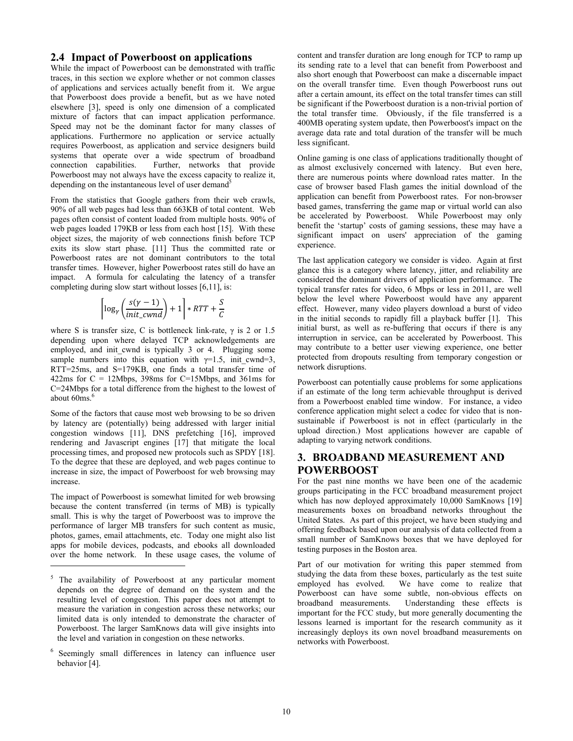## 2.4 Impact of Powerboost on applications

While the impact of Powerboost can be demonstrated with traffic traces, in this section we explore whether or not common classes of applications and services actually benefit from it. We argue that Powerboost does provide a benefit, but as we have noted elsewhere [3], speed is only one dimension of a complicated mixture of factors that can impact application performance. Speed may not be the dominant factor for many classes of applications. Furthermore no application or service actually requires Powerboost, as application and service designers build systems that operate over a wide spectrum of broadband connection capabilities. Further, networks that provide Powerboost may not always have the excess capacity to realize it, depending on the instantaneous level of user demand[5]

From the statistics that Google gathers from their web crawls, 90% of all web pages had less than 663KB of total content. Web pages often consist of content loaded from multiple hosts. 90% of web pages loaded 179KB or less from each host [15]. With these object sizes, the majority of web connections finish before TCP exits its slow start phase. [11] Thus the committed rate or Powerboost rates are not dominant contributors to the total transfer times. However, higher Powerboost rates still do have an impact. A formula for calculating the latency of a transfer completing during slow start without losses [6,11], is:

$$\left\lceil \log_{\gamma}\left(\frac{s(\gamma-1)}{init\_cwnd}\right)+1\right\rceil * RTT + \frac{S}{C}$$

where S is transfer size, C is bottleneck link-rate, γ is 2 or 1.5 depending upon where delayed TCP acknowledgements are employed, and init_cwnd is typically 3 or 4. Plugging some sample numbers into this equation with $\gamma$=1.5, init_cwnd=3, RTT=25ms, and S=179KB, one finds a total transfer time of 422ms for C = 12Mbps, 398ms for C=15Mbps, and 361ms for C=24Mbps for a total difference from the highest to the lowest of about 60ms.[6]

Some of the factors that cause most web browsing to be so driven by latency are (potentially) being addressed with larger initial congestion windows [11], DNS prefetching [16], improved rendering and Javascript engines [17] that mitigate the local processing times, and proposed new protocols such as SPDY [18]. To the degree that these are deployed, and web pages continue to increase in size, the impact of Powerboost for web browsing may increase.

The impact of Powerboost is somewhat limited for web browsing because the content transferred (in terms of MB) is typically small. This is why the target of Powerboost was to improve the performance of larger MB transfers for such content as music, photos, games, email attachments, etc. Today one might also list apps for mobile devices, podcasts, and ebooks all downloaded over the home network. In these usage cases, the volume of content and transfer duration are long enough for TCP to ramp up its sending rate to a level that can benefit from Powerboost and also short enough that Powerboost can make a discernable impact on the overall transfer time. Even though Powerboost runs out after a certain amount, its effect on the total transfer times can still be significant if the Powerboost duration is a non-trivial portion of the total transfer time. Obviously, if the file transferred is a 400MB operating system update, then Powerboost's impact on the average data rate and total duration of the transfer will be much less significant.

Online gaming is one class of applications traditionally thought of as almost exclusively concerned with latency. But even here, there are numerous points where download rates matter. In the case of browser based Flash games the initial download of the application can benefit from Powerboost rates. For non-browser based games, transferring the game map or virtual world can also be accelerated by Powerboost. While Powerboost may only benefit the 'startup' costs of gaming sessions, these may have a significant impact on users' appreciation of the gaming experience.

The last application category we consider is video. Again at first glance this is a category where latency, jitter, and reliability are considered the dominant drivers of application performance. The typical transfer rates for video, 6 Mbps or less in 2011, are well below the level where Powerboost would have any apparent effect. However, many video players download a burst of video in the initial seconds to rapidly fill a playback buffer [1]. This initial burst, as well as re-buffering that occurs if there is any interruption in service, can be accelerated by Powerboost. This may contribute to a better user viewing experience, one better protected from dropouts resulting from temporary congestion or network disruptions.

Powerboost can potentially cause problems for some applications if an estimate of the long term achievable throughput is derived from a Powerboost enabled time window. For instance, a video conference application might select a codec for video that is non-sustainable if Powerboost is not in effect (particularly in the upload direction.) Most applications however are capable of adapting to varying network conditions.

# 3. BROADBAND MEASUREMENT AND POWERBOOST

For the past nine months we have been one of the academic groups participating in the FCC broadband measurement project which has now deployed approximately 10,000 SamKnows [19] measurements boxes on broadband networks throughout the United States. As part of this project, we have been studying and offering feedback based upon our analysis of data collected from a small number of SamKnows boxes that we have deployed for testing purposes in the Boston area.

Part of our motivation for writing this paper stemmed from studying the data from these boxes, particularly as the test suite employed has evolved. We have come to realize that Powerboost can have some subtle, non-obvious effects on broadband measurements. Understanding these effects is important for the FCC study, but more generally documenting the lessons learned is important for the research community as it increasingly deploys its own novel broadband measurements on networks with Powerboost.

---

[5] The availability of Powerboost at any particular moment depends on the degree of demand on the system and the resulting level of congestion. This paper does not attempt to measure the variation in congestion across these networks; our limited data is only intended to demonstrate the character of Powerboost. The larger SamKnows data will give insights into the level and variation in congestion on these networks.

[6] Seemingly small differences in latency can influence user behavior [4].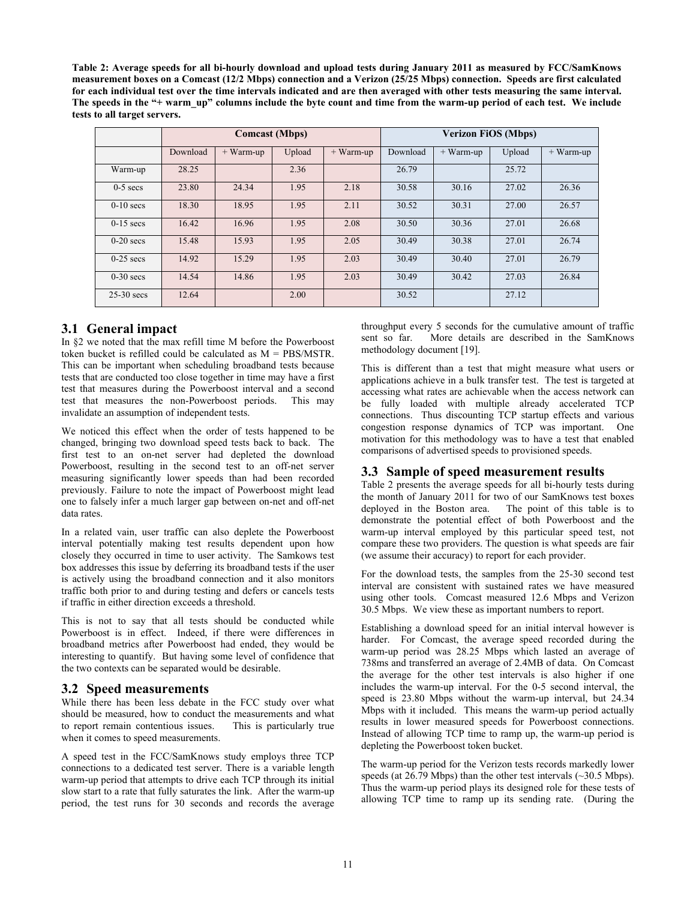**Table 2: Average speeds for all bi-hourly download and upload tests during January 2011 as measured by FCC/SamKnows measurement boxes on a Comcast (12/2 Mbps) connection and a Verizon (25/25 Mbps) connection. Speeds are first calculated for each individual test over the time intervals indicated and are then averaged with other tests measuring the same interval. The speeds in the "+ warm_up" columns include the byte count and time from the warm-up period of each test. We include tests to all target servers.**

| | Comcast (Mbps) | | | | Verizon FiOS (Mbps) | | | |
|---|---|---|---|---|---|---|---|---|
| | Download | + Warm-up | Upload | + Warm-up | Download | + Warm-up | Upload | + Warm-up |
| Warm-up | 28.25 | | 2.36 | | 26.79 | | 25.72 | |
| 0-5 secs | 23.80 | 24.34 | 1.95 | 2.18 | 30.58 | 30.16 | 27.02 | 26.36 |
| 0-10 secs | 18.30 | 18.95 | 1.95 | 2.11 | 30.52 | 30.31 | 27.00 | 26.57 |
| 0-15 secs | 16.42 | 16.96 | 1.95 | 2.08 | 30.50 | 30.36 | 27.01 | 26.68 |
| 0-20 secs | 15.48 | 15.93 | 1.95 | 2.05 | 30.49 | 30.38 | 27.01 | 26.74 |
| 0-25 secs | 14.92 | 15.29 | 1.95 | 2.03 | 30.49 | 30.40 | 27.01 | 26.79 |
| 0-30 secs | 14.54 | 14.86 | 1.95 | 2.03 | 30.49 | 30.42 | 27.03 | 26.84 |
| 25-30 secs | 12.64 | | 2.00 | | 30.52 | | 27.12 | |

## 3.1 General impact

In §2 we noted that the max refill time M before the Powerboost token bucket is refilled could be calculated as M = PBS/MSTR. This can be important when scheduling broadband tests because tests that are conducted too close together in time may have a first test that measures during the Powerboost interval and a second test that measures the non-Powerboost periods. This may invalidate an assumption of independent tests.

We noticed this effect when the order of tests happened to be changed, bringing two download speed tests back to back. The first test to an on-net server had depleted the download Powerboost, resulting in the second test to an off-net server measuring significantly lower speeds than had been recorded previously. Failure to note the impact of Powerboost might lead one to falsely infer a much larger gap between on-net and off-net data rates.

In a related vain, user traffic can also deplete the Powerboost interval potentially making test results dependent upon how closely they occurred in time to user activity. The Samkows test box addresses this issue by deferring its broadband tests if the user is actively using the broadband connection and it also monitors traffic both prior to and during testing and defers or cancels tests if traffic in either direction exceeds a threshold.

This is not to say that all tests should be conducted while Powerboost is in effect. Indeed, if there were differences in broadband metrics after Powerboost had ended, they would be interesting to quantify. But having some level of confidence that the two contexts can be separated would be desirable.

## 3.2 Speed measurements

While there has been less debate in the FCC study over what should be measured, how to conduct the measurements and what to report remain contentious issues. This is particularly true when it comes to speed measurements.

A speed test in the FCC/SamKnows study employs three TCP connections to a dedicated test server. There is a variable length warm-up period that attempts to drive each TCP through its initial slow start to a rate that fully saturates the link. After the warm-up period, the test runs for 30 seconds and records the average throughput every 5 seconds for the cumulative amount of traffic sent so far. More details are described in the SamKnows methodology document [19].

This is different than a test that might measure what users or applications achieve in a bulk transfer test. The test is targeted at accessing what rates are achievable when the access network can be fully loaded with multiple already accelerated TCP connections. Thus discounting TCP startup effects and various congestion response dynamics of TCP was important. One motivation for this methodology was to have a test that enabled comparisons of advertised speeds to provisioned speeds.

## 3.3 Sample of speed measurement results

Table 2 presents the average speeds for all bi-hourly tests during the month of January 2011 for two of our SamKnows test boxes deployed in the Boston area. The point of this table is to demonstrate the potential effect of both Powerboost and the warm-up interval employed by this particular speed test, not compare these two providers. The question is what speeds are fair (we assume their accuracy) to report for each provider.

For the download tests, the samples from the 25-30 second test interval are consistent with sustained rates we have measured using other tools. Comcast measured 12.6 Mbps and Verizon 30.5 Mbps. We view these as important numbers to report.

Establishing a download speed for an initial interval however is harder. For Comcast, the average speed recorded during the warm-up period was 28.25 Mbps which lasted an average of 738ms and transferred an average of 2.4MB of data. On Comcast the average for the other test intervals is also higher if one includes the warm-up interval. For the 0-5 second interval, the speed is 23.80 Mbps without the warm-up interval, but 24.34 Mbps with it included. This means the warm-up period actually results in lower measured speeds for Powerboost connections. Instead of allowing TCP time to ramp up, the warm-up period is depleting the Powerboost token bucket.

The warm-up period for the Verizon tests records markedly lower speeds (at 26.79 Mbps) than the other test intervals (~30.5 Mbps). Thus the warm-up period plays its designed role for these tests of allowing TCP time to ramp up its sending rate. (During the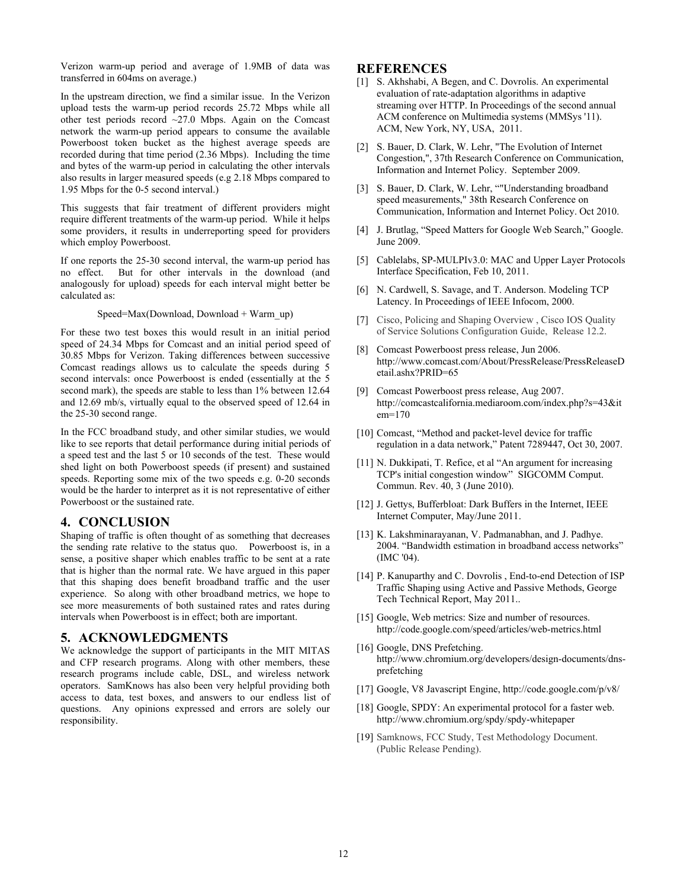Verizon warm-up period and average of 1.9MB of data was transferred in 604ms on average.)

In the upstream direction, we find a similar issue. In the Verizon upload tests the warm-up period records 25.72 Mbps while all other test periods record ~27.0 Mbps. Again on the Comcast network the warm-up period appears to consume the available Powerboost token bucket as the highest average speeds are recorded during that time period (2.36 Mbps). Including the time and bytes of the warm-up period in calculating the other intervals also results in larger measured speeds (e.g 2.18 Mbps compared to 1.95 Mbps for the 0-5 second interval.)

This suggests that fair treatment of different providers might require different treatments of the warm-up period. While it helps some providers, it results in underreporting speed for providers which employ Powerboost.

If one reports the 25-30 second interval, the warm-up period has no effect. But for other intervals in the download (and analogously for upload) speeds for each interval might better be calculated as:

Speed=Max(Download, Download + Warm_up)

For these two test boxes this would result in an initial period speed of 24.34 Mbps for Comcast and an initial period speed of 30.85 Mbps for Verizon. Taking differences between successive Comcast readings allows us to calculate the speeds during 5 second intervals: once Powerboost is ended (essentially at the 5 second mark), the speeds are stable to less than 1% between 12.64 and 12.69 mb/s, virtually equal to the observed speed of 12.64 in the 25-30 second range.

In the FCC broadband study, and other similar studies, we would like to see reports that detail performance during initial periods of a speed test and the last 5 or 10 seconds of the test. These would shed light on both Powerboost speeds (if present) and sustained speeds. Reporting some mix of the two speeds e.g. 0-20 seconds would be the harder to interpret as it is not representative of either Powerboost or the sustained rate.

## 4. CONCLUSION

Shaping of traffic is often thought of as something that decreases the sending rate relative to the status quo. Powerboost is, in a sense, a positive shaper which enables traffic to be sent at a rate that is higher than the normal rate. We have argued in this paper that this shaping does benefit broadband traffic and the user experience. So along with other broadband metrics, we hope to see more measurements of both sustained rates and rates during intervals when Powerboost is in effect; both are important.

## 5. ACKNOWLEDGMENTS

We acknowledge the support of participants in the MIT MITAS and CFP research programs. Along with other members, these research programs include cable, DSL, and wireless network operators. SamKnows has also been very helpful providing both access to data, test boxes, and answers to our endless list of questions. Any opinions expressed and errors are solely our responsibility.

## REFERENCES

[1] S. Akhshabi, A Begen, and C. Dovrolis. An experimental evaluation of rate-adaptation algorithms in adaptive streaming over HTTP. In Proceedings of the second annual ACM conference on Multimedia systems (MMSys '11). ACM, New York, NY, USA, 2011.

[2] S. Bauer, D. Clark, W. Lehr, "The Evolution of Internet Congestion,", 37th Research Conference on Communication, Information and Internet Policy. September 2009.

[3] S. Bauer, D. Clark, W. Lehr, “"Understanding broadband speed measurements," 38th Research Conference on Communication, Information and Internet Policy. Oct 2010.

[4] J. Brutlag, “Speed Matters for Google Web Search,” Google. June 2009.

[5] Cablelabs, SP-MULPIv3.0: MAC and Upper Layer Protocols Interface Specification, Feb 10, 2011.

[6] N. Cardwell, S. Savage, and T. Anderson. Modeling TCP Latency. In Proceedings of IEEE Infocom, 2000.

[7] Cisco, Policing and Shaping Overview , Cisco IOS Quality of Service Solutions Configuration Guide, Release 12.2.

[8] Comcast Powerboost press release, Jun 2006. http://www.comcast.com/About/PressRelease/PressReleaseDetail.ashx?PRID=65

[9] Comcast Powerboost press release, Aug 2007. http://comcastcalifornia.mediaroom.com/index.php?s=43&item=170

[10] Comcast, “Method and packet-level device for traffic regulation in a data network,” Patent 7289447, Oct 30, 2007.

[11] N. Dukkipati, T. Refice, et al “An argument for increasing TCP's initial congestion window” SIGCOMM Comput. Commun. Rev. 40, 3 (June 2010).

[12] J. Gettys, Bufferbloat: Dark Buffers in the Internet, IEEE Internet Computer, May/June 2011.

[13] K. Lakshminarayanan, V. Padmanabhan, and J. Padhye. 2004. “Bandwidth estimation in broadband access networks” (IMC '04).

[14] P. Kanuparthy and C. Dovrolis , End-to-end Detection of ISP Traffic Shaping using Active and Passive Methods, George Tech Technical Report, May 2011..

[15] Google, Web metrics: Size and number of resources. http://code.google.com/speed/articles/web-metrics.html

[16] Google, DNS Prefetching. http://www.chromium.org/developers/design-documents/dns-prefetching

[17] Google, V8 Javascript Engine, http://code.google.com/p/v8/

[18] Google, SPDY: An experimental protocol for a faster web. http://www.chromium.org/spdy/spdy-whitepaper

[19] Samknows, FCC Study, Test Methodology Document. (Public Release Pending).